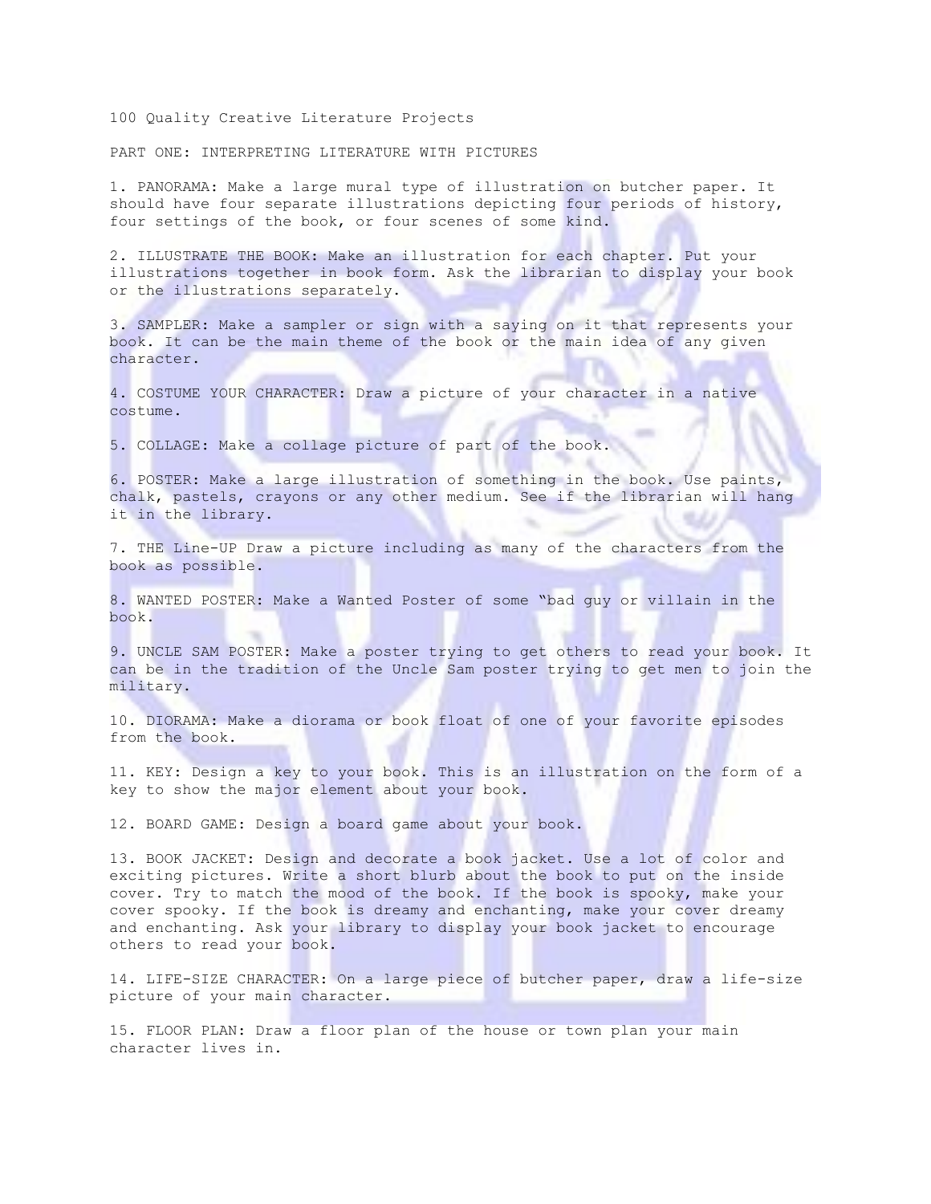# 100 Quality Creative Literature Projects

## PART ONE: INTERPRETING LITERATURE WITH PICTURES

1. PANORAMA: Make a large mural type of illustration on butcher paper. It should have four separate illustrations depicting four periods of history, four settings of the book, or four scenes of some kind.

2. ILLUSTRATE THE BOOK: Make an illustration for each chapter. Put your illustrations together in book form. Ask the librarian to display your book or the illustrations separately.

3. SAMPLER: Make a sampler or sign with a saying on it that represents your book. It can be the main theme of the book or the main idea of any given character.

4. COSTUME YOUR CHARACTER: Draw a picture of your character in a native costume.

5. COLLAGE: Make a collage picture of part of the book.

6. POSTER: Make a large illustration of something in the book. Use paints, chalk, pastels, crayons or any other medium. See if the librarian will hang it in the library.

7. THE Line-UP Draw a picture including as many of the characters from the book as possible.

8. WANTED POSTER: Make a Wanted Poster of some "bad guy or villain in the book.

9. UNCLE SAM POSTER: Make a poster trying to get others to read your book. It can be in the tradition of the Uncle Sam poster trying to get men to join the military.

10. DIORAMA: Make a diorama or book float of one of your favorite episodes from the book.

11. KEY: Design a key to your book. This is an illustration on the form of a key to show the major element about your book.

12. BOARD GAME: Design a board game about your book.

13. BOOK JACKET: Design and decorate a book jacket. Use a lot of color and exciting pictures. Write a short blurb about the book to put on the inside cover. Try to match the mood of the book. If the book is spooky, make your cover spooky. If the book is dreamy and enchanting, make your cover dreamy and enchanting. Ask your library to display your book jacket to encourage others to read your book.

14. LIFE-SIZE CHARACTER: On a large piece of butcher paper, draw a life-size picture of your main character.

15. FLOOR PLAN: Draw a floor plan of the house or town plan your main character lives in.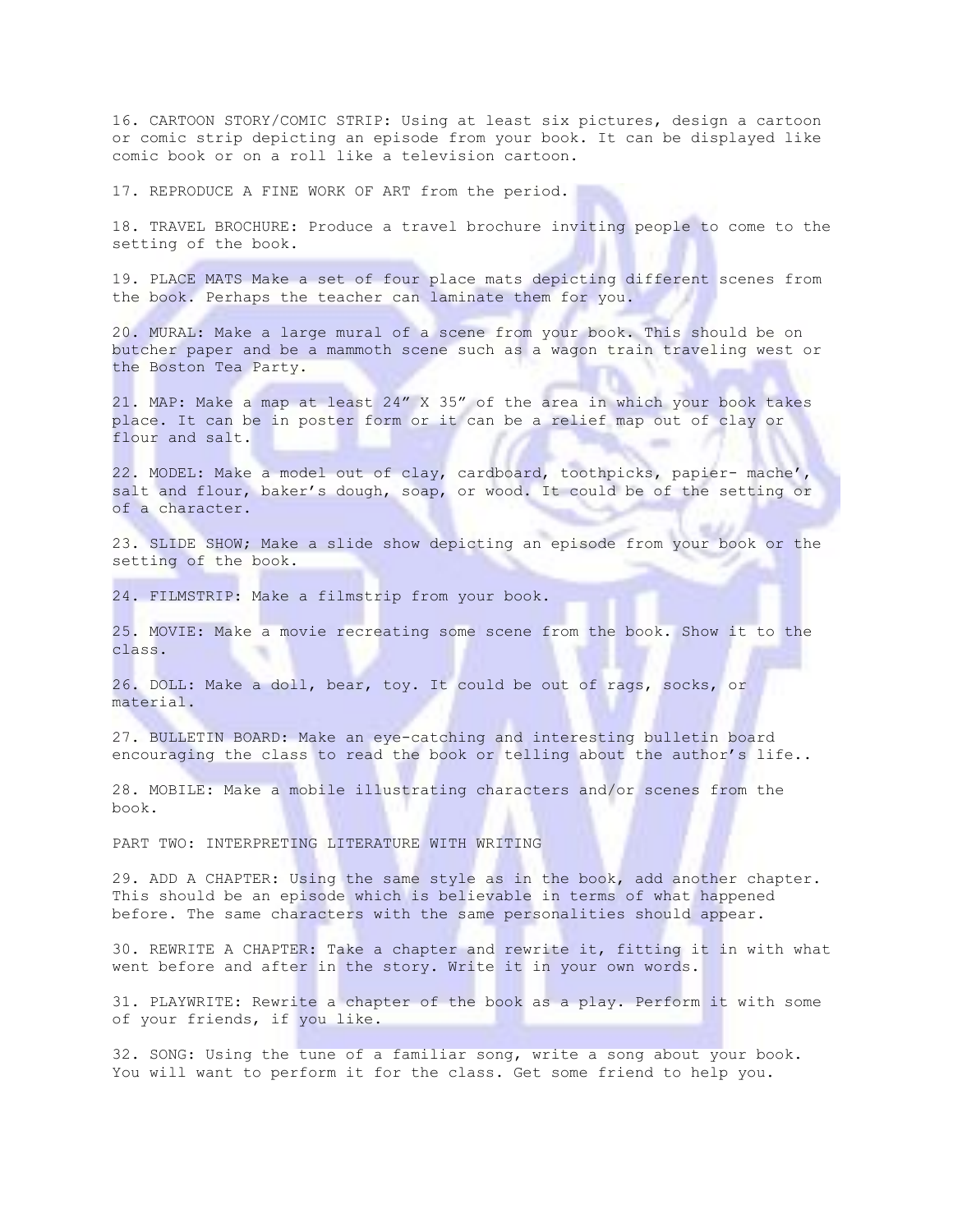16. CARTOON STORY/COMIC STRIP: Using at least six pictures, design a cartoon or comic strip depicting an episode from your book. It can be displayed like comic book or on a roll like a television cartoon.

17. REPRODUCE A FINE WORK OF ART from the period.

18. TRAVEL BROCHURE: Produce a travel brochure inviting people to come to the setting of the book.

19. PLACE MATS Make a set of four place mats depicting different scenes from the book. Perhaps the teacher can laminate them for you.

20. MURAL: Make a large mural of a scene from your book. This should be on butcher paper and be a mammoth scene such as a wagon train traveling west or the Boston Tea Party.

21. MAP: Make a map at least 24" X 35" of the area in which your book takes place. It can be in poster form or it can be a relief map out of clay or flour and salt.

22. MODEL: Make a model out of clay, cardboard, toothpicks, papier- mache', salt and flour, baker's dough, soap, or wood. It could be of the setting or of a character.

23. SLIDE SHOW; Make a slide show depicting an episode from your book or the setting of the book.

24. FILMSTRIP: Make a filmstrip from your book.

25. MOVIE: Make a movie recreating some scene from the book. Show it to the class.

26. DOLL: Make a doll, bear, toy. It could be out of rags, socks, or material.

27. BULLETIN BOARD: Make an eye-catching and interesting bulletin board encouraging the class to read the book or telling about the author's life..

28. MOBILE: Make a mobile illustrating characters and/or scenes from the book.

PART TWO: INTERPRETING LITERATURE WITH WRITING

29. ADD A CHAPTER: Using the same style as in the book, add another chapter. This should be an episode which is believable in terms of what happened before. The same characters with the same personalities should appear.

30. REWRITE A CHAPTER: Take a chapter and rewrite it, fitting it in with what went before and after in the story. Write it in your own words.

31. PLAYWRITE: Rewrite a chapter of the book as a play. Perform it with some of your friends, if you like.

32. SONG: Using the tune of a familiar song, write a song about your book. You will want to perform it for the class. Get some friend to help you.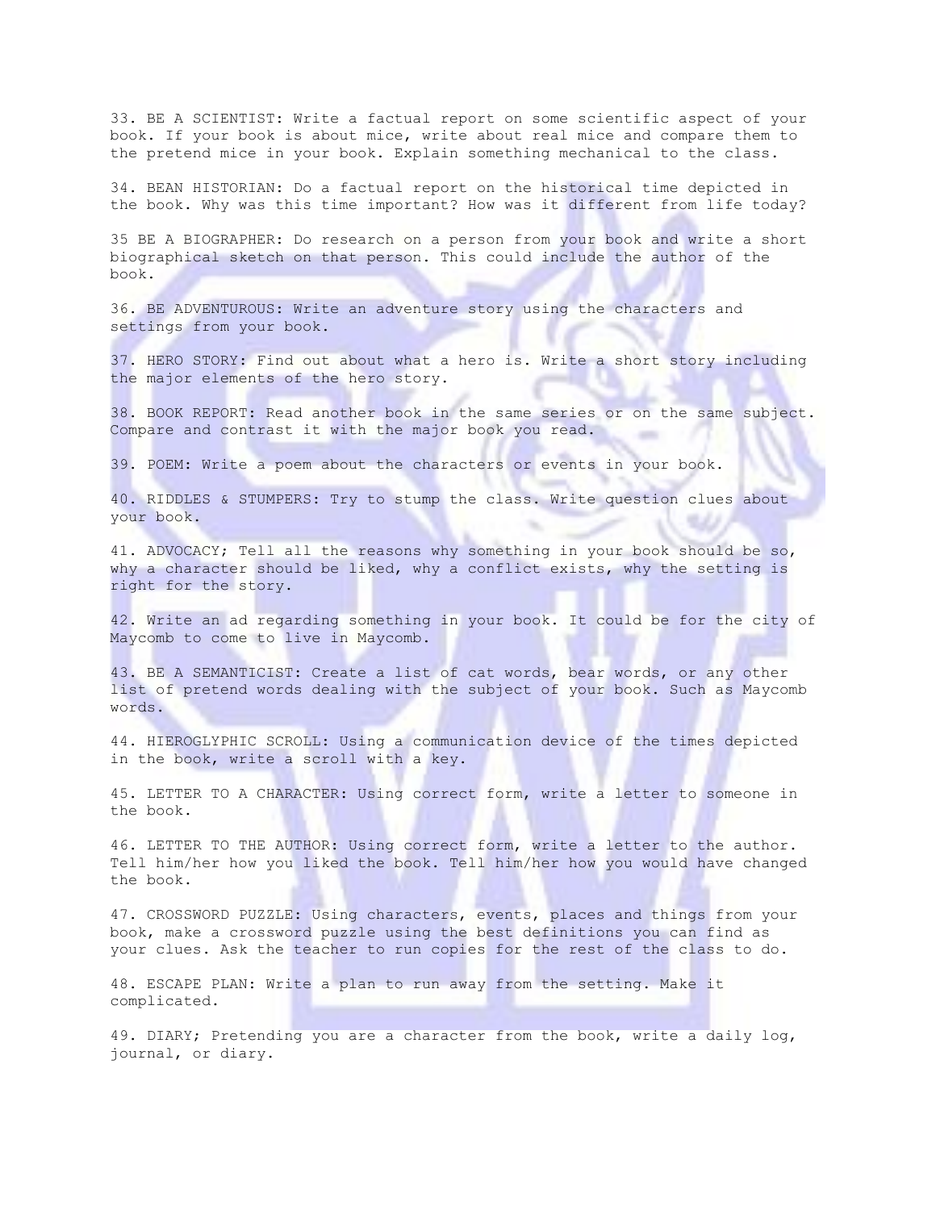33. BE A SCIENTIST: Write a factual report on some scientific aspect of your book. If your book is about mice, write about real mice and compare them to the pretend mice in your book. Explain something mechanical to the class.

34. BEAN HISTORIAN: Do a factual report on the historical time depicted in the book. Why was this time important? How was it different from life today?

35 BE A BIOGRAPHER: Do research on a person from your book and write a short biographical sketch on that person. This could include the author of the book.

36. BE ADVENTUROUS: Write an adventure story using the characters and settings from your book.

37. HERO STORY: Find out about what a hero is. Write a short story including the major elements of the hero story.

38. BOOK REPORT: Read another book in the same series or on the same subject. Compare and contrast it with the major book you read.

39. POEM: Write a poem about the characters or events in your book.

40. RIDDLES & STUMPERS: Try to stump the class. Write question clues about your book.

41. ADVOCACY; Tell all the reasons why something in your book should be so, why a character should be liked, why a conflict exists, why the setting is right for the story.

42. Write an ad regarding something in your book. It could be for the city of Maycomb to come to live in Maycomb.

43. BE A SEMANTICIST: Create a list of cat words, bear words, or any other list of pretend words dealing with the subject of your book. Such as Maycomb words.

44. HIEROGLYPHIC SCROLL: Using a communication device of the times depicted in the book, write a scroll with a key.

45. LETTER TO A CHARACTER: Using correct form, write a letter to someone in the book.

46. LETTER TO THE AUTHOR: Using correct form, write a letter to the author. Tell him/her how you liked the book. Tell him/her how you would have changed the book.

47. CROSSWORD PUZZLE: Using characters, events, places and things from your book, make a crossword puzzle using the best definitions you can find as your clues. Ask the teacher to run copies for the rest of the class to do.

48. ESCAPE PLAN: Write a plan to run away from the setting. Make it complicated.

49. DIARY; Pretending you are a character from the book, write a daily log, journal, or diary.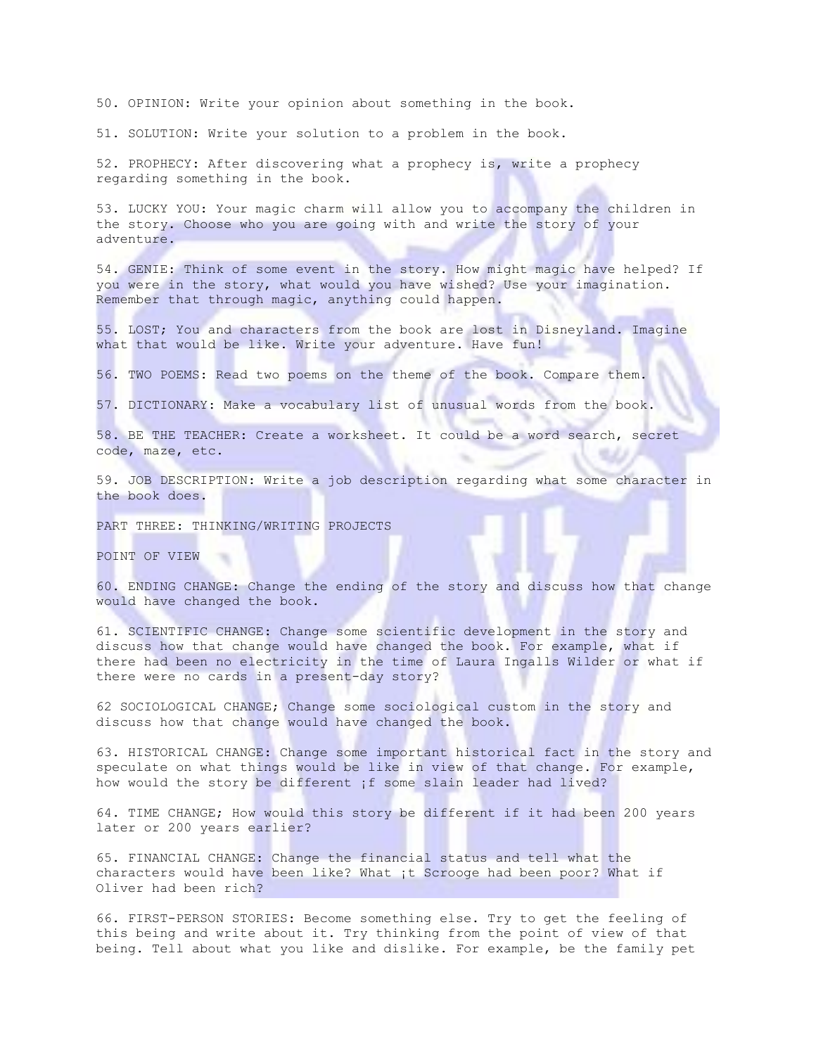50. OPINION: Write your opinion about something in the book.

51. SOLUTION: Write your solution to a problem in the book.

52. PROPHECY: After discovering what a prophecy is, write a prophecy regarding something in the book.

53. LUCKY YOU: Your magic charm will allow you to accompany the children in the story. Choose who you are going with and write the story of your adventure.

54. GENIE: Think of some event in the story. How might magic have helped? If you were in the story, what would you have wished? Use your imagination. Remember that through magic, anything could happen.

55. LOST; You and characters from the book are lost in Disneyland. Imagine what that would be like. Write your adventure. Have fun!

56. TWO POEMS: Read two poems on the theme of the book. Compare them.

57. DICTIONARY: Make a vocabulary list of unusual words from the book.

58. BE THE TEACHER: Create a worksheet. It could be a word search, secret code, maze, etc.

59. JOB DESCRIPTION: Write a job description regarding what some character in the book does.

PART THREE: THINKING/WRITING PROJECTS

POINT OF VIEW

60. ENDING CHANGE: Change the ending of the story and discuss how that change would have changed the book.

61. SCIENTIFIC CHANGE: Change some scientific development in the story and discuss how that change would have changed the book. For example, what if there had been no electricity in the time of Laura Ingalls Wilder or what if there were no cards in a present-day story?

62 SOCIOLOGICAL CHANGE; Change some sociological custom in the story and discuss how that change would have changed the book.

63. HISTORICAL CHANGE: Change some important historical fact in the story and speculate on what things would be like in view of that change. For example, how would the story be different ¡f some slain leader had lived?

64. TIME CHANGE; How would this story be different if it had been 200 years later or 200 years earlier?

65. FINANCIAL CHANGE: Change the financial status and tell what the characters would have been like? What ¡t Scrooge had been poor? What if Oliver had been rich?

66. FIRST-PERSON STORIES: Become something else. Try to get the feeling of this being and write about it. Try thinking from the point of view of that being. Tell about what you like and dislike. For example, be the family pet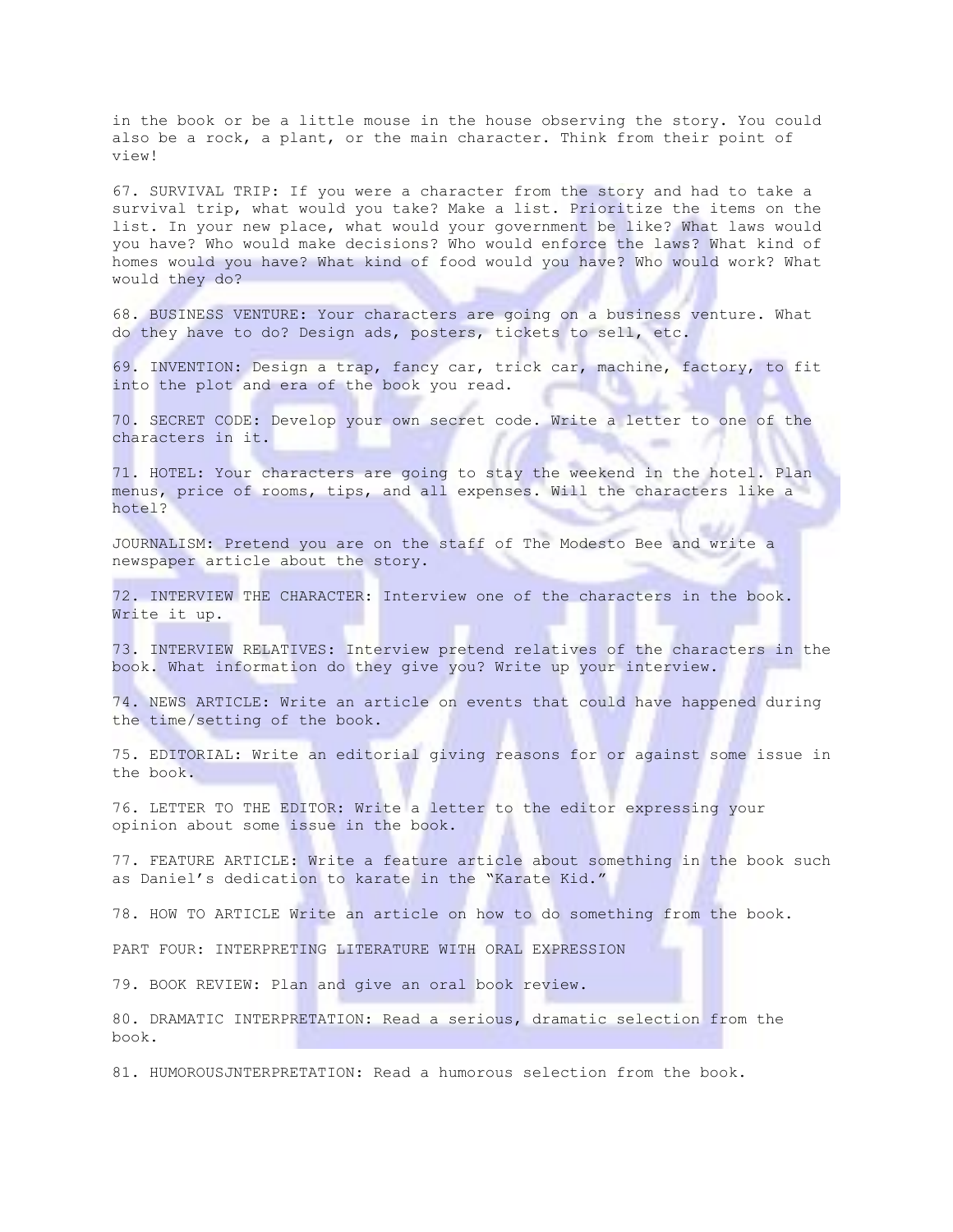in the book or be a little mouse in the house observing the story. You could also be a rock, a plant, or the main character. Think from their point of view!

67. SURVIVAL TRIP: If you were a character from the story and had to take a survival trip, what would you take? Make a list. Prioritize the items on the list. In your new place, what would your government be like? What laws would you have? Who would make decisions? Who would enforce the laws? What kind of homes would you have? What kind of food would you have? Who would work? What would they do?

68. BUSINESS VENTURE: Your characters are going on a business venture. What do they have to do? Design ads, posters, tickets to sell, etc.

69. INVENTION: Design a trap, fancy car, trick car, machine, factory, to fit into the plot and era of the book you read.

70. SECRET CODE: Develop your own secret code. Write a letter to one of the characters in it.

71. HOTEL: Your characters are going to stay the weekend in the hotel. Plan menus, price of rooms, tips, and all expenses. Will the characters like a hotel?

JOURNALISM: Pretend you are on the staff of The Modesto Bee and write a newspaper article about the story.

72. INTERVIEW THE CHARACTER: Interview one of the characters in the book. Write it up.

73. INTERVIEW RELATIVES: Interview pretend relatives of the characters in the book. What information do they give you? Write up your interview.

74. NEWS ARTICLE: Write an article on events that could have happened during the time/setting of the book.

75. EDITORIAL: Write an editorial giving reasons for or against some issue in the book.

76. LETTER TO THE EDITOR: Write a letter to the editor expressing your opinion about some issue in the book.

77. FEATURE ARTICLE: Write a feature article about something in the book such as Daniel's dedication to karate in the "Karate Kid."

78. HOW TO ARTICLE Write an article on how to do something from the book.

PART FOUR: INTERPRETING LITERATURE WITH ORAL EXPRESSION

79. BOOK REVIEW: Plan and give an oral book review.

80. DRAMATIC INTERPRETATION: Read a serious, dramatic selection from the book.

81. HUMOROUSJNTERPRETATION: Read a humorous selection from the book.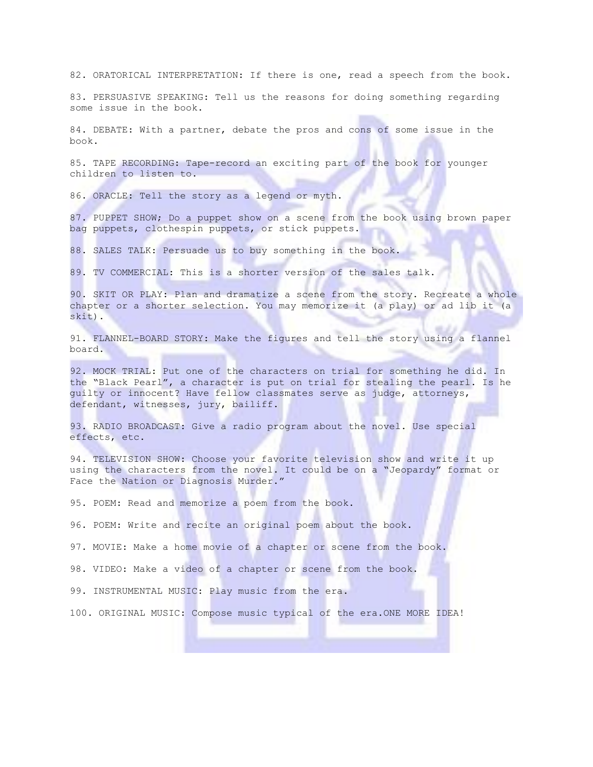82. ORATORICAL INTERPRETATION: If there is one, read a speech from the book.

83. PERSUASIVE SPEAKING: Tell us the reasons for doing something regarding some issue in the book.

84. DEBATE: With a partner, debate the pros and cons of some issue in the book.

85. TAPE RECORDING: Tape-record an exciting part of the book for younger children to listen to.

86. ORACLE: Tell the story as a legend or myth.

87. PUPPET SHOW; Do a puppet show on a scene from the book using brown paper bag puppets, clothespin puppets, or stick puppets.

88. SALES TALK: Persuade us to buy something in the book.

89. TV COMMERCIAL: This is a shorter version of the sales talk.

90. SKIT OR PLAY: Plan and dramatize a scene from the story. Recreate a whole chapter or a shorter selection. You may memorize it (a play) or ad lib it (a skit).

91. FLANNEL-BOARD STORY: Make the figures and tell the story using a flannel board.

92. MOCK TRIAL: Put one of the characters on trial for something he did. In the "Black Pearl", a character is put on trial for stealing the pearl. Is he guilty or innocent? Have fellow classmates serve as judge, attorneys, defendant, witnesses, jury, bailiff.

93. RADIO BROADCAST: Give a radio program about the novel. Use special effects, etc.

94. TELEVISION SHOW: Choose your favorite television show and write it up using the characters from the novel. It could be on a "Jeopardy" format or Face the Nation or Diagnosis Murder."

95. POEM: Read and memorize a poem from the book.

96. POEM: Write and recite an original poem about the book.

97. MOVIE: Make a home movie of a chapter or scene from the book.

98. VIDEO: Make a video of a chapter or scene from the book.

99. INSTRUMENTAL MUSIC: Play music from the era.

100. ORIGINAL MUSIC: Compose music typical of the era.ONE MORE IDEA!